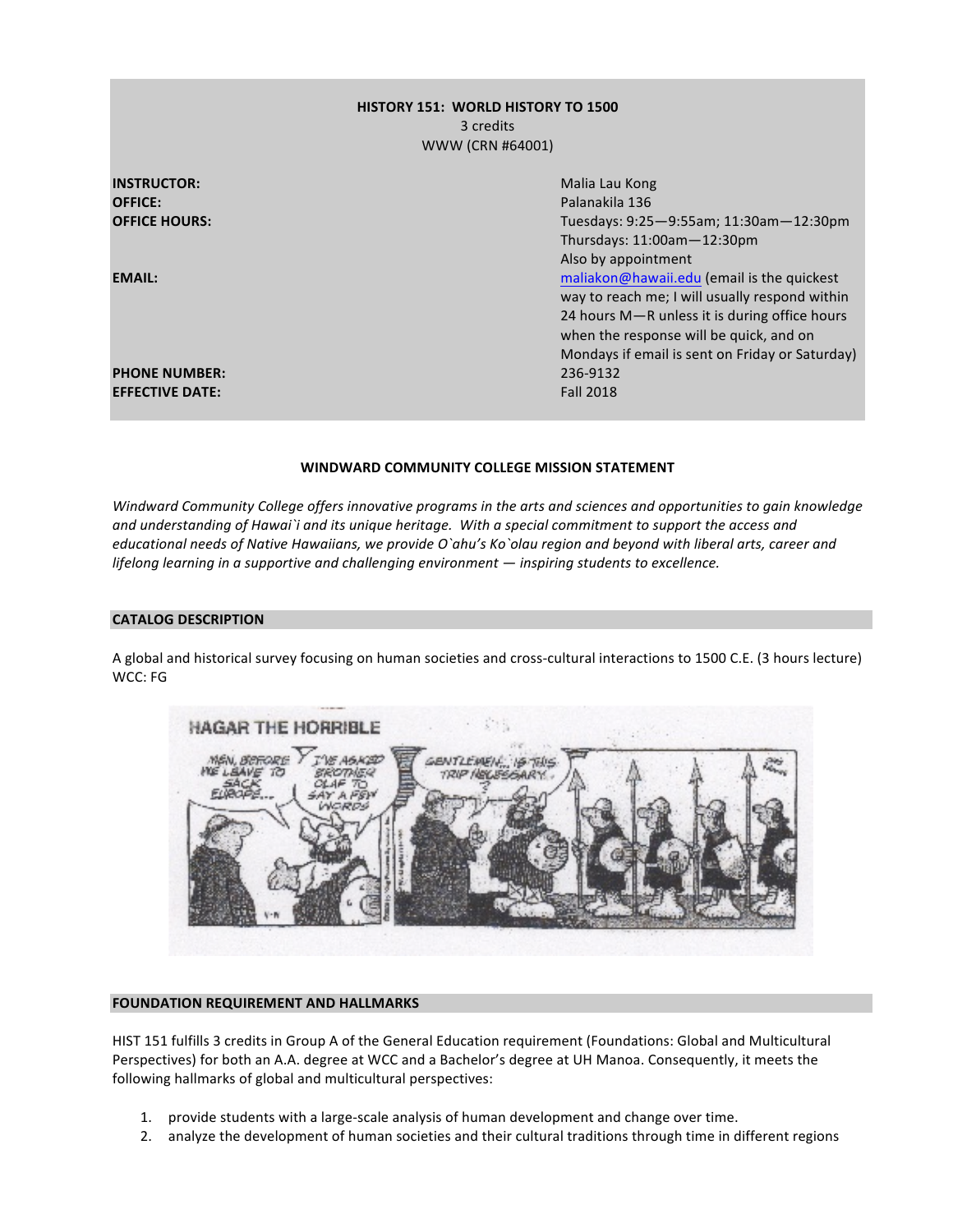**HISTORY 151: WORLD HISTORY TO 1500**
3 credits
WWW (CRN #64001)

| | |
|---|---|
| **INSTRUCTOR:** | Malia Lau Kong |
| **OFFICE:** | Palanakila 136 |
| **OFFICE HOURS:** | Tuesdays: 9:25—9:55am; 11:30am—12:30pm<br>Thursdays: 11:00am—12:30pm<br>Also by appointment |
| **EMAIL:** | maliakon@hawaii.edu (email is the quickest way to reach me; I will usually respond within 24 hours M—R unless it is during office hours when the response will be quick, and on Mondays if email is sent on Friday or Saturday) |
| **PHONE NUMBER:** | 236-9132 |
| **EFFECTIVE DATE:** | Fall 2018 |

## WINDWARD COMMUNITY COLLEGE MISSION STATEMENT

*Windward Community College offers innovative programs in the arts and sciences and opportunities to gain knowledge and understanding of Hawai`i and its unique heritage. With a special commitment to support the access and educational needs of Native Hawaiians, we provide O`ahu's Ko`olau region and beyond with liberal arts, career and lifelong learning in a supportive and challenging environment — inspiring students to excellence.*

## CATALOG DESCRIPTION

A global and historical survey focusing on human societies and cross-cultural interactions to 1500 C.E. (3 hours lecture) WCC: FG

## FOUNDATION REQUIREMENT AND HALLMARKS

HIST 151 fulfills 3 credits in Group A of the General Education requirement (Foundations: Global and Multicultural Perspectives) for both an A.A. degree at WCC and a Bachelor's degree at UH Manoa. Consequently, it meets the following hallmarks of global and multicultural perspectives:

1. provide students with a large-scale analysis of human development and change over time.
2. analyze the development of human societies and their cultural traditions through time in different regions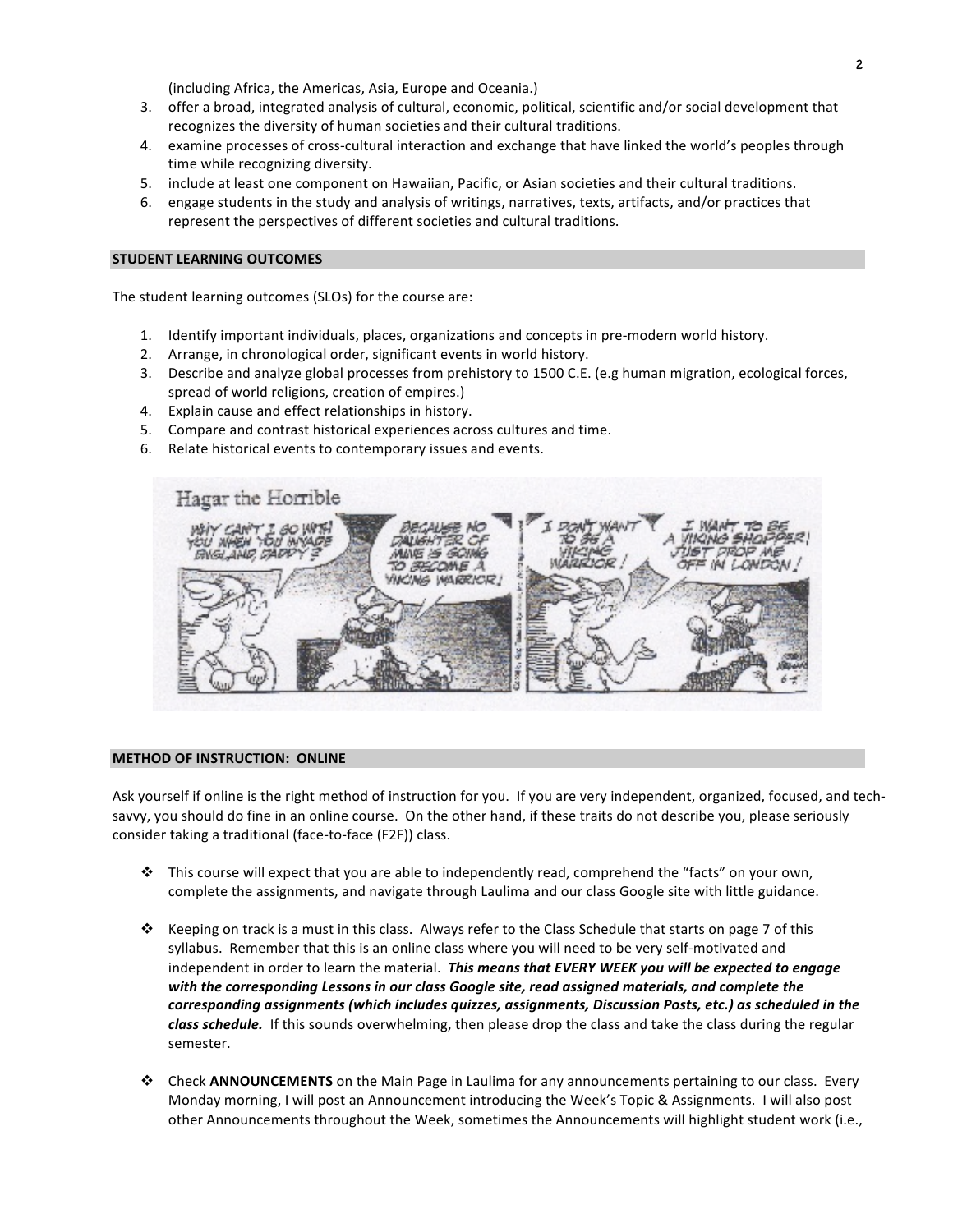(including Africa, the Americas, Asia, Europe and Oceania.)

3. offer a broad, integrated analysis of cultural, economic, political, scientific and/or social development that recognizes the diversity of human societies and their cultural traditions.
4. examine processes of cross-cultural interaction and exchange that have linked the world's peoples through time while recognizing diversity.
5. include at least one component on Hawaiian, Pacific, or Asian societies and their cultural traditions.
6. engage students in the study and analysis of writings, narratives, texts, artifacts, and/or practices that represent the perspectives of different societies and cultural traditions.

## STUDENT LEARNING OUTCOMES

The student learning outcomes (SLOs) for the course are:

1. Identify important individuals, places, organizations and concepts in pre-modern world history.
2. Arrange, in chronological order, significant events in world history.
3. Describe and analyze global processes from prehistory to 1500 C.E. (e.g human migration, ecological forces, spread of world religions, creation of empires.)
4. Explain cause and effect relationships in history.
5. Compare and contrast historical experiences across cultures and time.
6. Relate historical events to contemporary issues and events.

## METHOD OF INSTRUCTION: ONLINE

Ask yourself if online is the right method of instruction for you. If you are very independent, organized, focused, and tech-savvy, you should do fine in an online course. On the other hand, if these traits do not describe you, please seriously consider taking a traditional (face-to-face (F2F)) class.

- This course will expect that you are able to independently read, comprehend the "facts" on your own, complete the assignments, and navigate through Laulima and our class Google site with little guidance.

- Keeping on track is a must in this class. Always refer to the Class Schedule that starts on page 7 of this syllabus. Remember that this is an online class where you will need to be very self-motivated and independent in order to learn the material. ***This means that EVERY WEEK you will be expected to engage with the corresponding Lessons in our class Google site, read assigned materials, and complete the corresponding assignments (which includes quizzes, assignments, Discussion Posts, etc.) as scheduled in the class schedule.*** If this sounds overwhelming, then please drop the class and take the class during the regular semester.

- Check **ANNOUNCEMENTS** on the Main Page in Laulima for any announcements pertaining to our class. Every Monday morning, I will post an Announcement introducing the Week's Topic & Assignments. I will also post other Announcements throughout the Week, sometimes the Announcements will highlight student work (i.e.,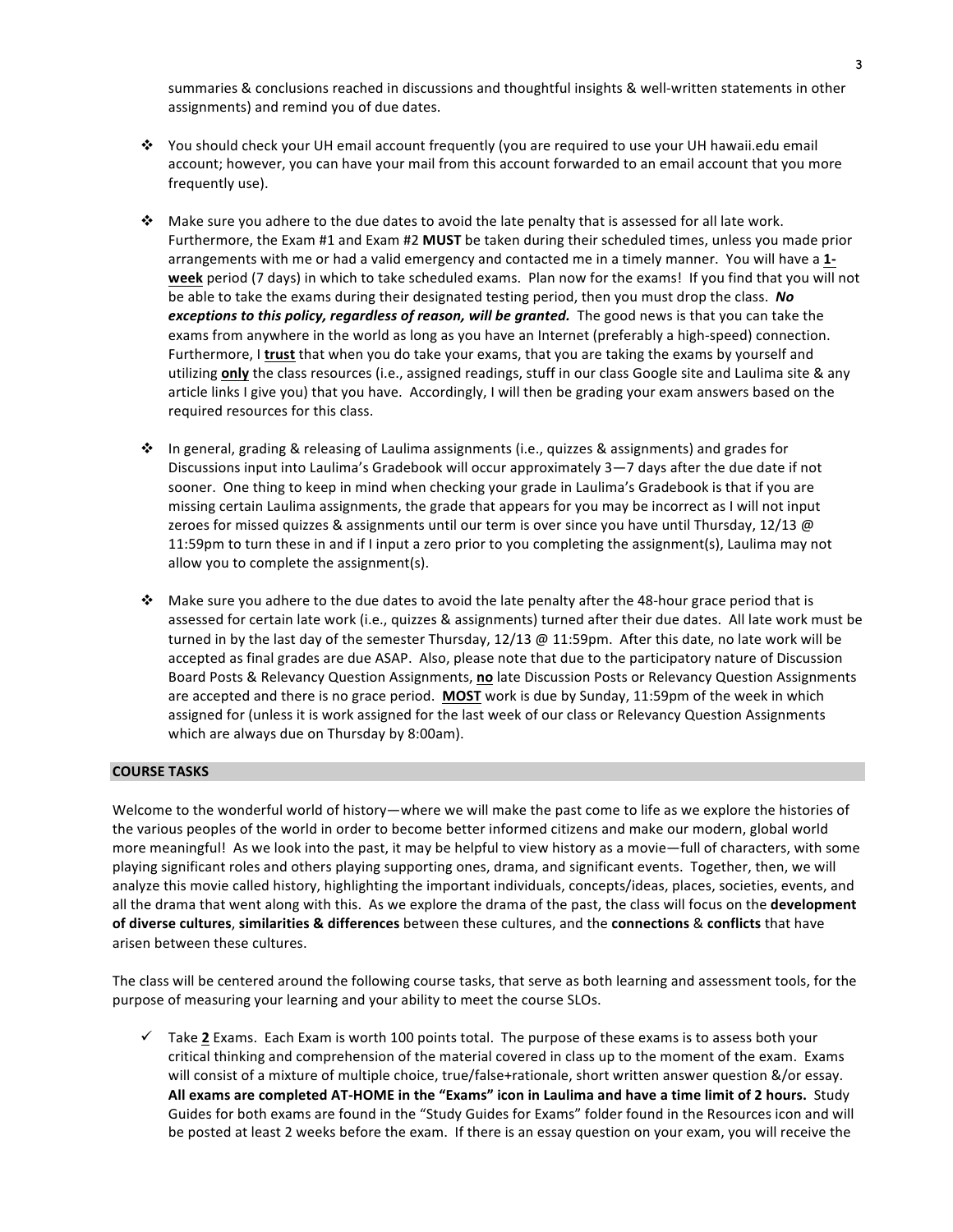summaries & conclusions reached in discussions and thoughtful insights & well-written statements in other assignments) and remind you of due dates.

- You should check your UH email account frequently (you are required to use your UH hawaii.edu email account; however, you can have your mail from this account forwarded to an email account that you more frequently use).

- Make sure you adhere to the due dates to avoid the late penalty that is assessed for all late work. Furthermore, the Exam #1 and Exam #2 **MUST** be taken during their scheduled times, unless you made prior arrangements with me or had a valid emergency and contacted me in a timely manner. You will have a **1-week** period (7 days) in which to take scheduled exams. Plan now for the exams! If you find that you will not be able to take the exams during their designated testing period, then you must drop the class. ***No exceptions to this policy, regardless of reason, will be granted.*** The good news is that you can take the exams from anywhere in the world as long as you have an Internet (preferably a high-speed) connection. Furthermore, I **trust** that when you do take your exams, that you are taking the exams by yourself and utilizing **only** the class resources (i.e., assigned readings, stuff in our class Google site and Laulima site & any article links I give you) that you have. Accordingly, I will then be grading your exam answers based on the required resources for this class.

- In general, grading & releasing of Laulima assignments (i.e., quizzes & assignments) and grades for Discussions input into Laulima's Gradebook will occur approximately 3—7 days after the due date if not sooner. One thing to keep in mind when checking your grade in Laulima's Gradebook is that if you are missing certain Laulima assignments, the grade that appears for you may be incorrect as I will not input zeroes for missed quizzes & assignments until our term is over since you have until Thursday, 12/13 @ 11:59pm to turn these in and if I input a zero prior to you completing the assignment(s), Laulima may not allow you to complete the assignment(s).

- Make sure you adhere to the due dates to avoid the late penalty after the 48-hour grace period that is assessed for certain late work (i.e., quizzes & assignments) turned after their due dates. All late work must be turned in by the last day of the semester Thursday, 12/13 @ 11:59pm. After this date, no late work will be accepted as final grades are due ASAP. Also, please note that due to the participatory nature of Discussion Board Posts & Relevancy Question Assignments, **no** late Discussion Posts or Relevancy Question Assignments are accepted and there is no grace period. **MOST** work is due by Sunday, 11:59pm of the week in which assigned for (unless it is work assigned for the last week of our class or Relevancy Question Assignments which are always due on Thursday by 8:00am).

## COURSE TASKS

Welcome to the wonderful world of history—where we will make the past come to life as we explore the histories of the various peoples of the world in order to become better informed citizens and make our modern, global world more meaningful! As we look into the past, it may be helpful to view history as a movie—full of characters, with some playing significant roles and others playing supporting ones, drama, and significant events. Together, then, we will analyze this movie called history, highlighting the important individuals, concepts/ideas, places, societies, events, and all the drama that went along with this. As we explore the drama of the past, the class will focus on the **development of diverse cultures**, **similarities & differences** between these cultures, and the **connections** & **conflicts** that have arisen between these cultures.

The class will be centered around the following course tasks, that serve as both learning and assessment tools, for the purpose of measuring your learning and your ability to meet the course SLOs.

- ✓ Take **2** Exams. Each Exam is worth 100 points total. The purpose of these exams is to assess both your critical thinking and comprehension of the material covered in class up to the moment of the exam. Exams will consist of a mixture of multiple choice, true/false+rationale, short written answer question &/or essay. **All exams are completed AT-HOME in the "Exams" icon in Laulima and have a time limit of 2 hours.** Study Guides for both exams are found in the "Study Guides for Exams" folder found in the Resources icon and will be posted at least 2 weeks before the exam. If there is an essay question on your exam, you will receive the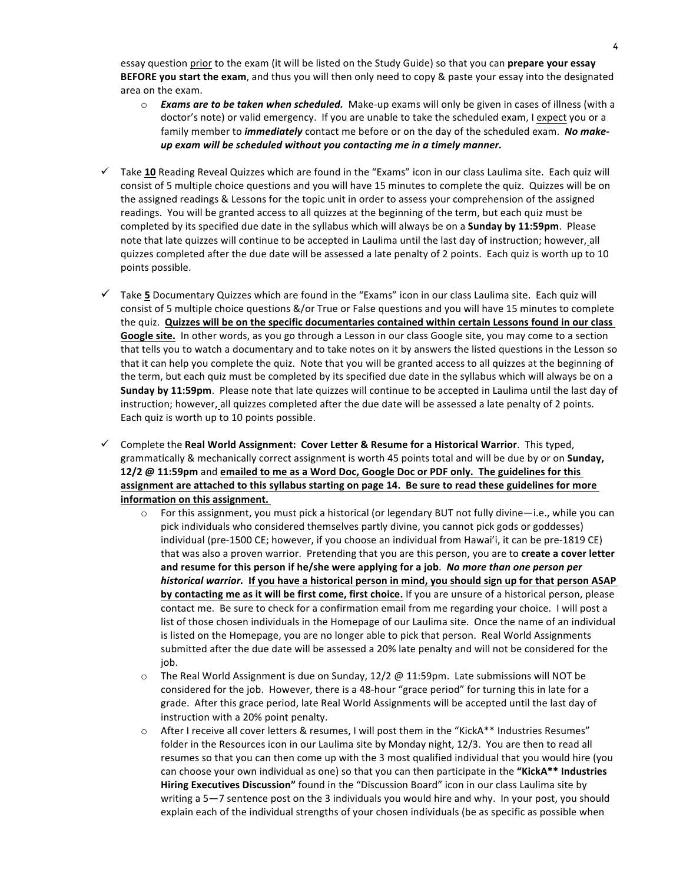essay question prior to the exam (it will be listed on the Study Guide) so that you can **prepare your essay BEFORE you start the exam**, and thus you will then only need to copy & paste your essay into the designated area on the exam.

  - ***Exams are to be taken when scheduled.*** Make-up exams will only be given in cases of illness (with a doctor's note) or valid emergency. If you are unable to take the scheduled exam, I expect you or a family member to ***immediately*** contact me before or on the day of the scheduled exam. ***No make-up exam will be scheduled without you contacting me in a timely manner.***

- ✓ Take **10** Reading Reveal Quizzes which are found in the "Exams" icon in our class Laulima site. Each quiz will consist of 5 multiple choice questions and you will have 15 minutes to complete the quiz. Quizzes will be on the assigned readings & Lessons for the topic unit in order to assess your comprehension of the assigned readings. You will be granted access to all quizzes at the beginning of the term, but each quiz must be completed by its specified due date in the syllabus which will always be on a **Sunday by 11:59pm**. Please note that late quizzes will continue to be accepted in Laulima until the last day of instruction; however, all quizzes completed after the due date will be assessed a late penalty of 2 points. Each quiz is worth up to 10 points possible.

- ✓ Take **5** Documentary Quizzes which are found in the "Exams" icon in our class Laulima site. Each quiz will consist of 5 multiple choice questions &/or True or False questions and you will have 15 minutes to complete the quiz. **Quizzes will be on the specific documentaries contained within certain Lessons found in our class Google site.** In other words, as you go through a Lesson in our class Google site, you may come to a section that tells you to watch a documentary and to take notes on it by answers the listed questions in the Lesson so that it can help you complete the quiz. Note that you will be granted access to all quizzes at the beginning of the term, but each quiz must be completed by its specified due date in the syllabus which will always be on a **Sunday by 11:59pm**. Please note that late quizzes will continue to be accepted in Laulima until the last day of instruction; however, all quizzes completed after the due date will be assessed a late penalty of 2 points. Each quiz is worth up to 10 points possible.

- ✓ Complete the **Real World Assignment: Cover Letter & Resume for a Historical Warrior**. This typed, grammatically & mechanically correct assignment is worth 45 points total and will be due by or on **Sunday, 12/2 @ 11:59pm** and **emailed to me as a Word Doc, Google Doc or PDF only. The guidelines for this assignment are attached to this syllabus starting on page 14. Be sure to read these guidelines for more information on this assignment.**
  - For this assignment, you must pick a historical (or legendary BUT not fully divine—i.e., while you can pick individuals who considered themselves partly divine, you cannot pick gods or goddesses) individual (pre-1500 CE; however, if you choose an individual from Hawai'i, it can be pre-1819 CE) that was also a proven warrior. Pretending that you are this person, you are to **create a cover letter and resume for this person if he/she were applying for a job**. ***No more than one person per historical warrior.*** **If you have a historical person in mind, you should sign up for that person ASAP by contacting me as it will be first come, first choice.** If you are unsure of a historical person, please contact me. Be sure to check for a confirmation email from me regarding your choice. I will post a list of those chosen individuals in the Homepage of our Laulima site. Once the name of an individual is listed on the Homepage, you are no longer able to pick that person. Real World Assignments submitted after the due date will be assessed a 20% late penalty and will not be considered for the job.
  - The Real World Assignment is due on Sunday, 12/2 @ 11:59pm. Late submissions will NOT be considered for the job. However, there is a 48-hour "grace period" for turning this in late for a grade. After this grace period, late Real World Assignments will be accepted until the last day of instruction with a 20% point penalty.
  - After I receive all cover letters & resumes, I will post them in the "KickA** Industries Resumes" folder in the Resources icon in our Laulima site by Monday night, 12/3. You are then to read all resumes so that you can then come up with the 3 most qualified individual that you would hire (you can choose your own individual as one) so that you can then participate in the **"KickA** Industries Hiring Executives Discussion"** found in the "Discussion Board" icon in our class Laulima site by writing a 5—7 sentence post on the 3 individuals you would hire and why. In your post, you should explain each of the individual strengths of your chosen individuals (be as specific as possible when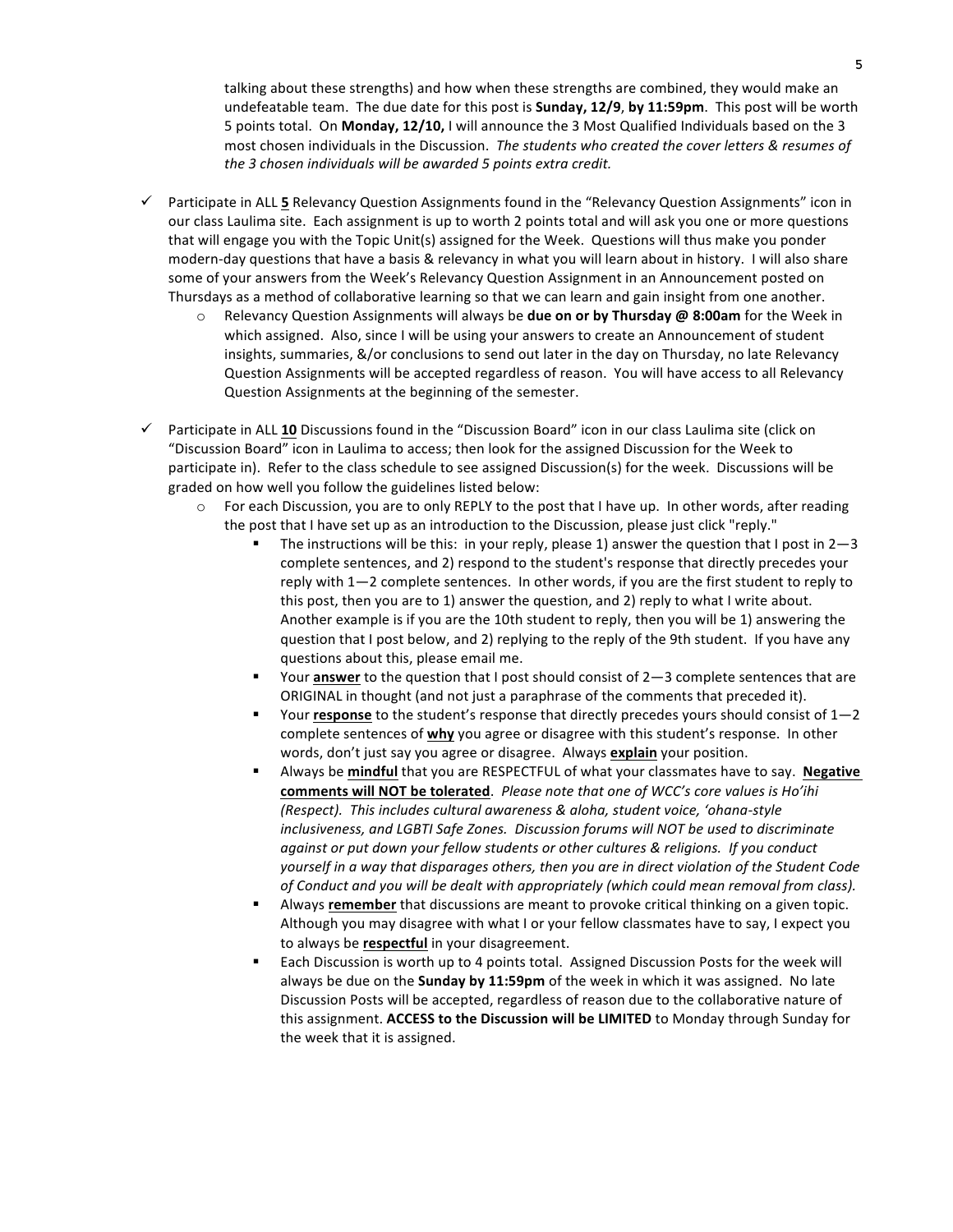talking about these strengths) and how when these strengths are combined, they would make an undefeatable team. The due date for this post is **Sunday, 12/9**, **by 11:59pm**. This post will be worth 5 points total. On **Monday, 12/10,** I will announce the 3 Most Qualified Individuals based on the 3 most chosen individuals in the Discussion. *The students who created the cover letters & resumes of the 3 chosen individuals will be awarded 5 points extra credit.*

- ✓ Participate in ALL **5** Relevancy Question Assignments found in the "Relevancy Question Assignments" icon in our class Laulima site. Each assignment is up to worth 2 points total and will ask you one or more questions that will engage you with the Topic Unit(s) assigned for the Week. Questions will thus make you ponder modern-day questions that have a basis & relevancy in what you will learn about in history. I will also share some of your answers from the Week's Relevancy Question Assignment in an Announcement posted on Thursdays as a method of collaborative learning so that we can learn and gain insight from one another.
    - Relevancy Question Assignments will always be **due on or by Thursday @ 8:00am** for the Week in which assigned. Also, since I will be using your answers to create an Announcement of student insights, summaries, &/or conclusions to send out later in the day on Thursday, no late Relevancy Question Assignments will be accepted regardless of reason. You will have access to all Relevancy Question Assignments at the beginning of the semester.

- ✓ Participate in ALL **10** Discussions found in the "Discussion Board" icon in our class Laulima site (click on "Discussion Board" icon in Laulima to access; then look for the assigned Discussion for the Week to participate in). Refer to the class schedule to see assigned Discussion(s) for the week. Discussions will be graded on how well you follow the guidelines listed below:
    - For each Discussion, you are to only REPLY to the post that I have up. In other words, after reading the post that I have set up as an introduction to the Discussion, please just click "reply."
        - The instructions will be this: in your reply, please 1) answer the question that I post in 2—3 complete sentences, and 2) respond to the student's response that directly precedes your reply with 1—2 complete sentences. In other words, if you are the first student to reply to this post, then you are to 1) answer the question, and 2) reply to what I write about. Another example is if you are the 10th student to reply, then you will be 1) answering the question that I post below, and 2) replying to the reply of the 9th student. If you have any questions about this, please email me.
        - Your **answer** to the question that I post should consist of 2—3 complete sentences that are ORIGINAL in thought (and not just a paraphrase of the comments that preceded it).
        - Your **response** to the student's response that directly precedes yours should consist of 1—2 complete sentences of **why** you agree or disagree with this student's response. In other words, don't just say you agree or disagree. Always **explain** your position.
        - Always be **mindful** that you are RESPECTFUL of what your classmates have to say. **Negative comments will NOT be tolerated**. *Please note that one of WCC's core values is Ho'ihi (Respect). This includes cultural awareness & aloha, student voice, 'ohana-style inclusiveness, and LGBTI Safe Zones. Discussion forums will NOT be used to discriminate against or put down your fellow students or other cultures & religions. If you conduct yourself in a way that disparages others, then you are in direct violation of the Student Code of Conduct and you will be dealt with appropriately (which could mean removal from class).*
        - Always **remember** that discussions are meant to provoke critical thinking on a given topic. Although you may disagree with what I or your fellow classmates have to say, I expect you to always be **respectful** in your disagreement.
        - Each Discussion is worth up to 4 points total. Assigned Discussion Posts for the week will always be due on the **Sunday by 11:59pm** of the week in which it was assigned. No late Discussion Posts will be accepted, regardless of reason due to the collaborative nature of this assignment. **ACCESS to the Discussion will be LIMITED** to Monday through Sunday for the week that it is assigned.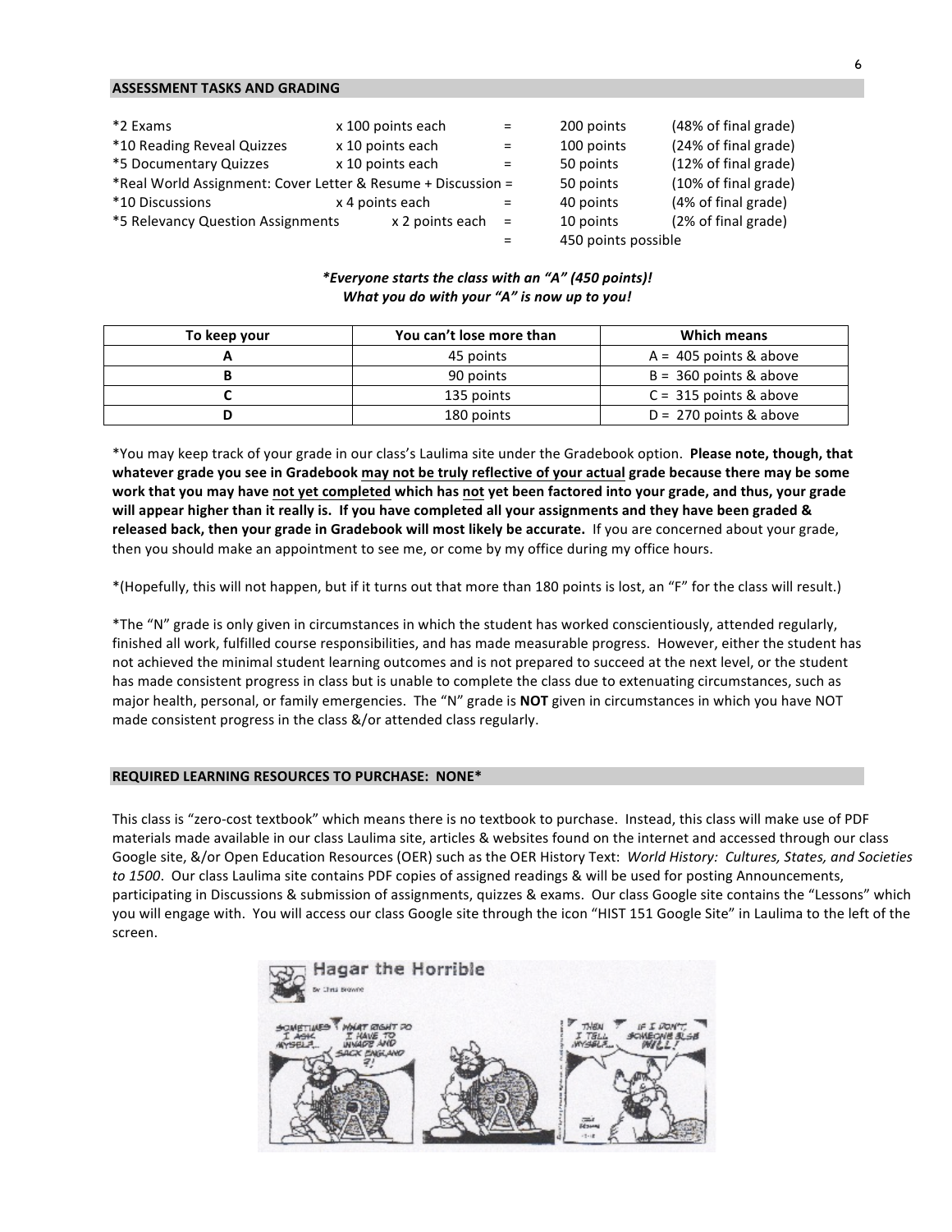## ASSESSMENT TASKS AND GRADING

| | | | | |
|---|---|---|---|---|
| *2 Exams | x 100 points each | = | 200 points | (48% of final grade) |
| *10 Reading Reveal Quizzes | x 10 points each | = | 100 points | (24% of final grade) |
| *5 Documentary Quizzes | x 10 points each | = | 50 points | (12% of final grade) |
| *Real World Assignment: Cover Letter & Resume + Discussion | | = | 50 points | (10% of final grade) |
| *10 Discussions | x 4 points each | = | 40 points | (4% of final grade) |
| *5 Relevancy Question Assignments | x 2 points each | = | 10 points | (2% of final grade) |
| | | = | 450 points possible | |

***Everyone starts the class with an "A" (450 points)!***
***What you do with your "A" is now up to you!***

| To keep your | You can't lose more than | Which means |
|---|---|---|
| **A** | 45 points | A = 405 points & above |
| **B** | 90 points | B = 360 points & above |
| **C** | 135 points | C = 315 points & above |
| **D** | 180 points | D = 270 points & above |

*You may keep track of your grade in our class's Laulima site under the Gradebook option. **Please note, though, that whatever grade you see in Gradebook <u>may not be truly reflective of your actual</u> grade because there may be some work that you may have <u>not yet completed</u> which has <u>not</u> yet been factored into your grade, and thus, your grade will appear higher than it really is. If you have completed all your assignments and they have been graded & released back, then your grade in Gradebook will most likely be accurate.** If you are concerned about your grade, then you should make an appointment to see me, or come by my office during my office hours.

*(Hopefully, this will not happen, but if it turns out that more than 180 points is lost, an "F" for the class will result.)

*The "N" grade is only given in circumstances in which the student has worked conscientiously, attended regularly, finished all work, fulfilled course responsibilities, and has made measurable progress. However, either the student has not achieved the minimal student learning outcomes and is not prepared to succeed at the next level, or the student has made consistent progress in class but is unable to complete the class due to extenuating circumstances, such as major health, personal, or family emergencies. The "N" grade is **NOT** given in circumstances in which you have NOT made consistent progress in the class &/or attended class regularly.

## REQUIRED LEARNING RESOURCES TO PURCHASE: NONE*

This class is "zero-cost textbook" which means there is no textbook to purchase. Instead, this class will make use of PDF materials made available in our class Laulima site, articles & websites found on the internet and accessed through our class Google site, &/or Open Education Resources (OER) such as the OER History Text: *World History: Cultures, States, and Societies to 1500*. Our class Laulima site contains PDF copies of assigned readings & will be used for posting Announcements, participating in Discussions & submission of assignments, quizzes & exams. Our class Google site contains the "Lessons" which you will engage with. You will access our class Google site through the icon "HIST 151 Google Site" in Laulima to the left of the screen.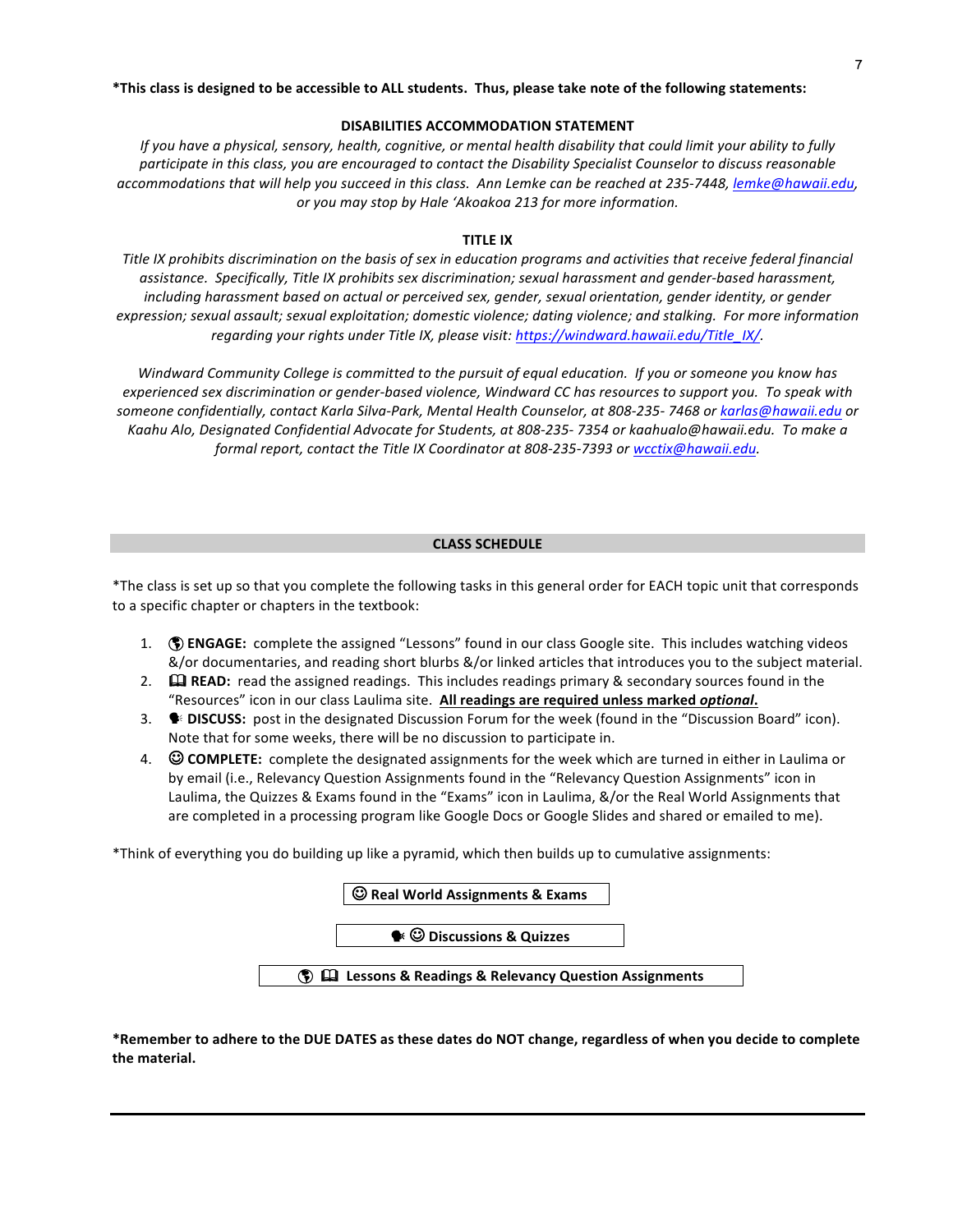**\*This class is designed to be accessible to ALL students. Thus, please take note of the following statements:**

**DISABILITIES ACCOMMODATION STATEMENT**

*If you have a physical, sensory, health, cognitive, or mental health disability that could limit your ability to fully participate in this class, you are encouraged to contact the Disability Specialist Counselor to discuss reasonable accommodations that will help you succeed in this class. Ann Lemke can be reached at 235-7448, lemke@hawaii.edu, or you may stop by Hale 'Akoakoa 213 for more information.*

**TITLE IX**

*Title IX prohibits discrimination on the basis of sex in education programs and activities that receive federal financial assistance. Specifically, Title IX prohibits sex discrimination; sexual harassment and gender-based harassment, including harassment based on actual or perceived sex, gender, sexual orientation, gender identity, or gender expression; sexual assault; sexual exploitation; domestic violence; dating violence; and stalking. For more information regarding your rights under Title IX, please visit: https://windward.hawaii.edu/Title_IX/.*

*Windward Community College is committed to the pursuit of equal education. If you or someone you know has experienced sex discrimination or gender-based violence, Windward CC has resources to support you. To speak with someone confidentially, contact Karla Silva-Park, Mental Health Counselor, at 808-235- 7468 or karlas@hawaii.edu or Kaahu Alo, Designated Confidential Advocate for Students, at 808-235- 7354 or kaahualo@hawaii.edu. To make a formal report, contact the Title IX Coordinator at 808-235-7393 or wcctix@hawaii.edu.*

## CLASS SCHEDULE

*The class is set up so that you complete the following tasks in this general order for EACH topic unit that corresponds to a specific chapter or chapters in the textbook:

1. 🌎 **ENGAGE:** complete the assigned "Lessons" found in our class Google site. This includes watching videos &/or documentaries, and reading short blurbs &/or linked articles that introduces you to the subject material.
2. 🕮 **READ:** read the assigned readings. This includes readings primary & secondary sources found in the "Resources" icon in our class Laulima site. **<u>All readings are required unless marked *optional*.</u>**
3. 🗣 **DISCUSS:** post in the designated Discussion Forum for the week (found in the "Discussion Board" icon). Note that for some weeks, there will be no discussion to participate in.
4. ☺ **COMPLETE:** complete the designated assignments for the week which are turned in either in Laulima or by email (i.e., Relevancy Question Assignments found in the "Relevancy Question Assignments" icon in Laulima, the Quizzes & Exams found in the "Exams" icon in Laulima, &/or the Real World Assignments that are completed in a processing program like Google Docs or Google Slides and shared or emailed to me).

*Think of everything you do building up like a pyramid, which then builds up to cumulative assignments:

**☺ Real World Assignments & Exams**

**🗣 ☺ Discussions & Quizzes**

**🌎 🕮 Lessons & Readings & Relevancy Question Assignments**

**\*Remember to adhere to the DUE DATES as these dates do NOT change, regardless of when you decide to complete the material.**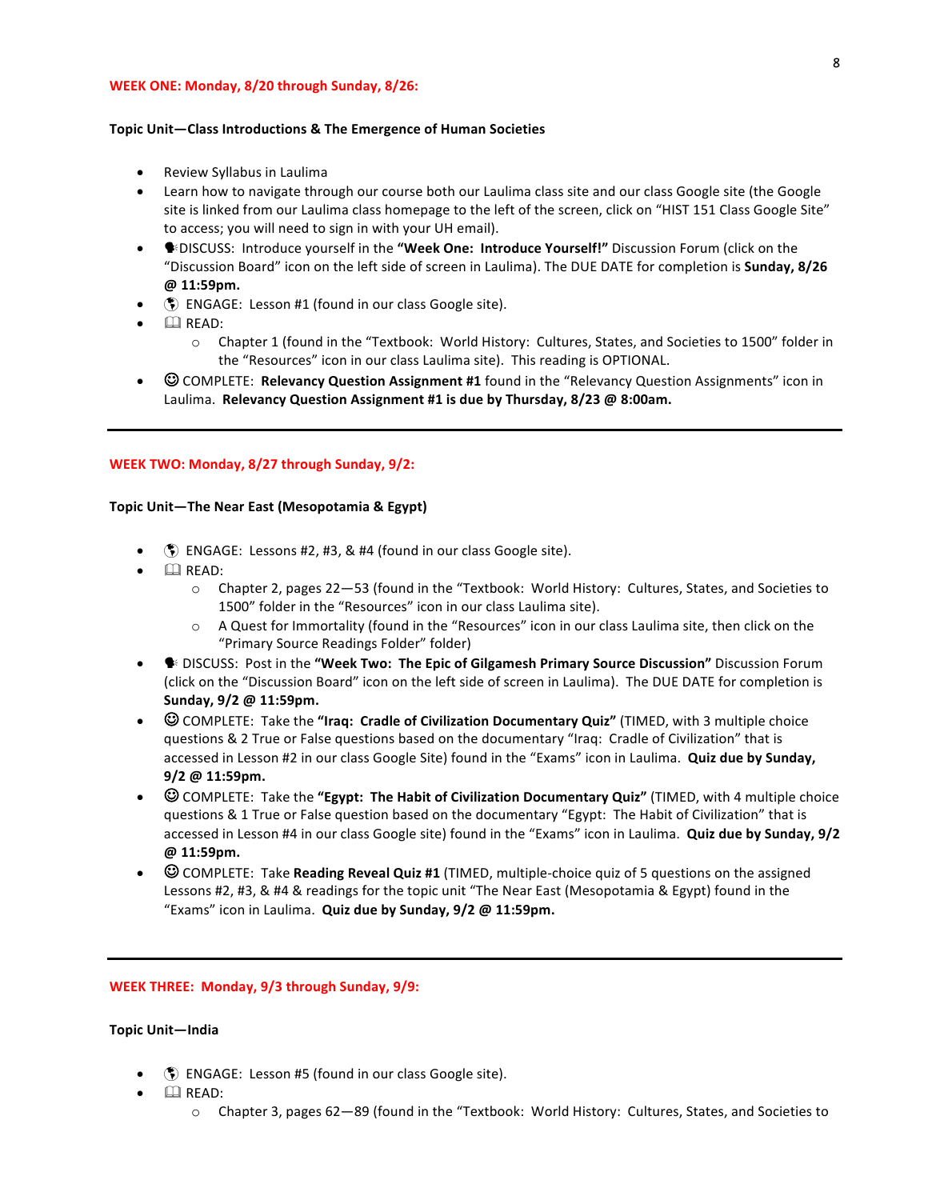**WEEK ONE: Monday, 8/20 through Sunday, 8/26:**

**Topic Unit—Class Introductions & The Emergence of Human Societies**

- Review Syllabus in Laulima
- Learn how to navigate through our course both our Laulima class site and our class Google site (the Google site is linked from our Laulima class homepage to the left of the screen, click on "HIST 151 Class Google Site" to access; you will need to sign in with your UH email).
- 🗣DISCUSS: Introduce yourself in the **"Week One: Introduce Yourself!"** Discussion Forum (click on the "Discussion Board" icon on the left side of screen in Laulima). The DUE DATE for completion is **Sunday, 8/26 @ 11:59pm.**
- 🌎 ENGAGE: Lesson #1 (found in our class Google site).
- 🕮 READ:
    - Chapter 1 (found in the "Textbook: World History: Cultures, States, and Societies to 1500" folder in the "Resources" icon in our class Laulima site). This reading is OPTIONAL.
- ☺ COMPLETE: **Relevancy Question Assignment #1** found in the "Relevancy Question Assignments" icon in Laulima. **Relevancy Question Assignment #1 is due by Thursday, 8/23 @ 8:00am.**

---

**WEEK TWO: Monday, 8/27 through Sunday, 9/2:**

**Topic Unit—The Near East (Mesopotamia & Egypt)**

- 🌎 ENGAGE: Lessons #2, #3, & #4 (found in our class Google site).
- 🕮 READ:
    - Chapter 2, pages 22—53 (found in the "Textbook: World History: Cultures, States, and Societies to 1500" folder in the "Resources" icon in our class Laulima site).
    - A Quest for Immortality (found in the "Resources" icon in our class Laulima site, then click on the "Primary Source Readings Folder" folder)
- 🗣 DISCUSS: Post in the **"Week Two: The Epic of Gilgamesh Primary Source Discussion"** Discussion Forum (click on the "Discussion Board" icon on the left side of screen in Laulima). The DUE DATE for completion is **Sunday, 9/2 @ 11:59pm.**
- ☺ COMPLETE: Take the **"Iraq: Cradle of Civilization Documentary Quiz"** (TIMED, with 3 multiple choice questions & 2 True or False questions based on the documentary "Iraq: Cradle of Civilization" that is accessed in Lesson #2 in our class Google Site) found in the "Exams" icon in Laulima. **Quiz due by Sunday, 9/2 @ 11:59pm.**
- ☺ COMPLETE: Take the **"Egypt: The Habit of Civilization Documentary Quiz"** (TIMED, with 4 multiple choice questions & 1 True or False question based on the documentary "Egypt: The Habit of Civilization" that is accessed in Lesson #4 in our class Google site) found in the "Exams" icon in Laulima. **Quiz due by Sunday, 9/2 @ 11:59pm.**
- ☺ COMPLETE: Take **Reading Reveal Quiz #1** (TIMED, multiple-choice quiz of 5 questions on the assigned Lessons #2, #3, & #4 & readings for the topic unit "The Near East (Mesopotamia & Egypt) found in the "Exams" icon in Laulima. **Quiz due by Sunday, 9/2 @ 11:59pm.**

---

**WEEK THREE: Monday, 9/3 through Sunday, 9/9:**

**Topic Unit—India**

- 🌎 ENGAGE: Lesson #5 (found in our class Google site).
- 🕮 READ:
    - Chapter 3, pages 62—89 (found in the "Textbook: World History: Cultures, States, and Societies to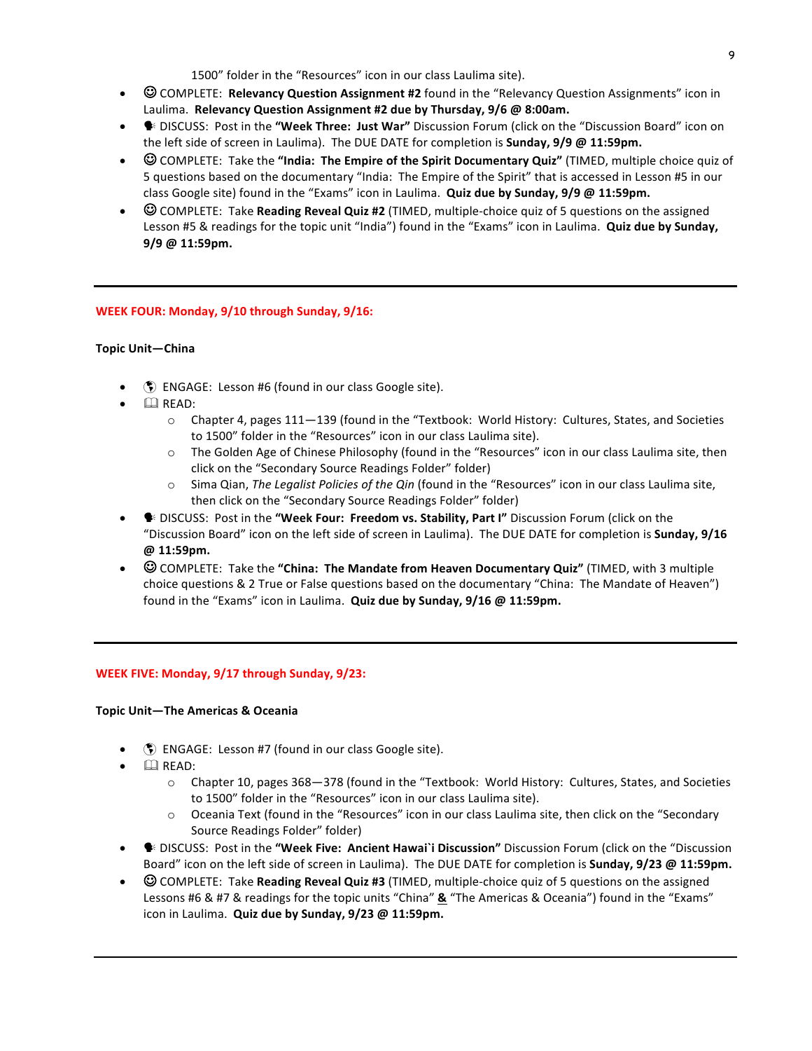1500" folder in the "Resources" icon in our class Laulima site).

- ☺ COMPLETE: **Relevancy Question Assignment #2** found in the "Relevancy Question Assignments" icon in Laulima. **Relevancy Question Assignment #2 due by Thursday, 9/6 @ 8:00am.**
- 🗣 DISCUSS: Post in the **"Week Three: Just War"** Discussion Forum (click on the "Discussion Board" icon on the left side of screen in Laulima). The DUE DATE for completion is **Sunday, 9/9 @ 11:59pm.**
- ☺ COMPLETE: Take the **"India: The Empire of the Spirit Documentary Quiz"** (TIMED, multiple choice quiz of 5 questions based on the documentary "India: The Empire of the Spirit" that is accessed in Lesson #5 in our class Google site) found in the "Exams" icon in Laulima. **Quiz due by Sunday, 9/9 @ 11:59pm.**
- ☺ COMPLETE: Take **Reading Reveal Quiz #2** (TIMED, multiple-choice quiz of 5 questions on the assigned Lesson #5 & readings for the topic unit "India") found in the "Exams" icon in Laulima. **Quiz due by Sunday, 9/9 @ 11:59pm.**

---

## WEEK FOUR: Monday, 9/10 through Sunday, 9/16:

**Topic Unit—China**

- 🌎 ENGAGE: Lesson #6 (found in our class Google site).
- 📖 READ:
  - Chapter 4, pages 111—139 (found in the "Textbook: World History: Cultures, States, and Societies to 1500" folder in the "Resources" icon in our class Laulima site).
  - The Golden Age of Chinese Philosophy (found in the "Resources" icon in our class Laulima site, then click on the "Secondary Source Readings Folder" folder)
  - Sima Qian, *The Legalist Policies of the Qin* (found in the "Resources" icon in our class Laulima site, then click on the "Secondary Source Readings Folder" folder)
- 🗣 DISCUSS: Post in the **"Week Four: Freedom vs. Stability, Part I"** Discussion Forum (click on the "Discussion Board" icon on the left side of screen in Laulima). The DUE DATE for completion is **Sunday, 9/16 @ 11:59pm.**
- ☺ COMPLETE: Take the **"China: The Mandate from Heaven Documentary Quiz"** (TIMED, with 3 multiple choice questions & 2 True or False questions based on the documentary "China: The Mandate of Heaven") found in the "Exams" icon in Laulima. **Quiz due by Sunday, 9/16 @ 11:59pm.**

---

## WEEK FIVE: Monday, 9/17 through Sunday, 9/23:

**Topic Unit—The Americas & Oceania**

- 🌎 ENGAGE: Lesson #7 (found in our class Google site).
- 📖 READ:
  - Chapter 10, pages 368—378 (found in the "Textbook: World History: Cultures, States, and Societies to 1500" folder in the "Resources" icon in our class Laulima site).
  - Oceania Text (found in the "Resources" icon in our class Laulima site, then click on the "Secondary Source Readings Folder" folder)
- 🗣 DISCUSS: Post in the **"Week Five: Ancient Hawai`i Discussion"** Discussion Forum (click on the "Discussion Board" icon on the left side of screen in Laulima). The DUE DATE for completion is **Sunday, 9/23 @ 11:59pm.**
- ☺ COMPLETE: Take **Reading Reveal Quiz #3** (TIMED, multiple-choice quiz of 5 questions on the assigned Lessons #6 & #7 & readings for the topic units "China" **&** "The Americas & Oceania") found in the "Exams" icon in Laulima. **Quiz due by Sunday, 9/23 @ 11:59pm.**

---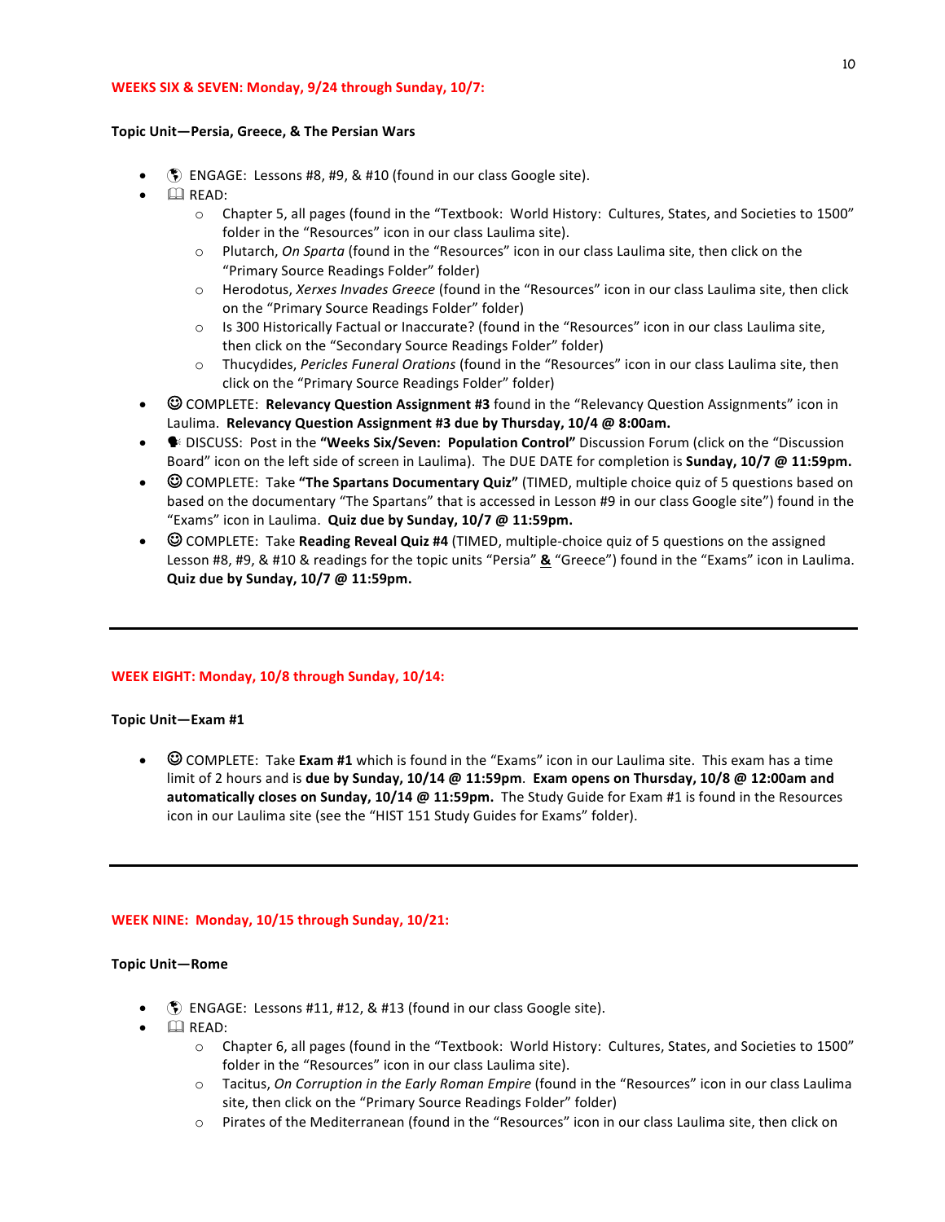**WEEKS SIX & SEVEN: Monday, 9/24 through Sunday, 10/7:**

**Topic Unit—Persia, Greece, & The Persian Wars**

- 🌎 ENGAGE: Lessons #8, #9, & #10 (found in our class Google site).
- 🕮 READ:
  - Chapter 5, all pages (found in the "Textbook: World History: Cultures, States, and Societies to 1500" folder in the "Resources" icon in our class Laulima site).
  - Plutarch, *On Sparta* (found in the "Resources" icon in our class Laulima site, then click on the "Primary Source Readings Folder" folder)
  - Herodotus, *Xerxes Invades Greece* (found in the "Resources" icon in our class Laulima site, then click on the "Primary Source Readings Folder" folder)
  - Is 300 Historically Factual or Inaccurate? (found in the "Resources" icon in our class Laulima site, then click on the "Secondary Source Readings Folder" folder)
  - Thucydides, *Pericles Funeral Orations* (found in the "Resources" icon in our class Laulima site, then click on the "Primary Source Readings Folder" folder)
- ☺ COMPLETE: **Relevancy Question Assignment #3** found in the "Relevancy Question Assignments" icon in Laulima. **Relevancy Question Assignment #3 due by Thursday, 10/4 @ 8:00am.**
- 🗣 DISCUSS: Post in the **"Weeks Six/Seven: Population Control"** Discussion Forum (click on the "Discussion Board" icon on the left side of screen in Laulima). The DUE DATE for completion is **Sunday, 10/7 @ 11:59pm.**
- ☺ COMPLETE: Take **"The Spartans Documentary Quiz"** (TIMED, multiple choice quiz of 5 questions based on based on the documentary "The Spartans" that is accessed in Lesson #9 in our class Google site") found in the "Exams" icon in Laulima. **Quiz due by Sunday, 10/7 @ 11:59pm.**
- ☺ COMPLETE: Take **Reading Reveal Quiz #4** (TIMED, multiple-choice quiz of 5 questions on the assigned Lesson #8, #9, & #10 & readings for the topic units "Persia" **&** "Greece") found in the "Exams" icon in Laulima. **Quiz due by Sunday, 10/7 @ 11:59pm.**

---

**WEEK EIGHT: Monday, 10/8 through Sunday, 10/14:**

**Topic Unit—Exam #1**

- ☺ COMPLETE: Take **Exam #1** which is found in the "Exams" icon in our Laulima site. This exam has a time limit of 2 hours and is **due by Sunday, 10/14 @ 11:59pm**. **Exam opens on Thursday, 10/8 @ 12:00am and automatically closes on Sunday, 10/14 @ 11:59pm.** The Study Guide for Exam #1 is found in the Resources icon in our Laulima site (see the "HIST 151 Study Guides for Exams" folder).

---

**WEEK NINE: Monday, 10/15 through Sunday, 10/21:**

**Topic Unit—Rome**

- 🌎 ENGAGE: Lessons #11, #12, & #13 (found in our class Google site).
- 🕮 READ:
  - Chapter 6, all pages (found in the "Textbook: World History: Cultures, States, and Societies to 1500" folder in the "Resources" icon in our class Laulima site).
  - Tacitus, *On Corruption in the Early Roman Empire* (found in the "Resources" icon in our class Laulima site, then click on the "Primary Source Readings Folder" folder)
  - Pirates of the Mediterranean (found in the "Resources" icon in our class Laulima site, then click on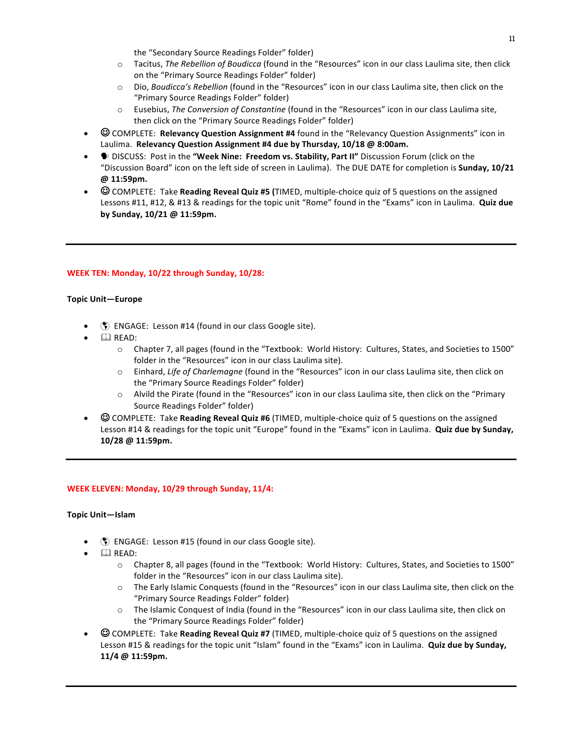- the "Secondary Source Readings Folder" folder)
  - Tacitus, *The Rebellion of Boudicca* (found in the "Resources" icon in our class Laulima site, then click on the "Primary Source Readings Folder" folder)
  - Dio, *Boudicca's Rebellion* (found in the "Resources" icon in our class Laulima site, then click on the "Primary Source Readings Folder" folder)
  - Eusebius, *The Conversion of Constantine* (found in the "Resources" icon in our class Laulima site, then click on the "Primary Source Readings Folder" folder)
- ☺ COMPLETE: **Relevancy Question Assignment #4** found in the "Relevancy Question Assignments" icon in Laulima. **Relevancy Question Assignment #4 due by Thursday, 10/18 @ 8:00am.**
- 🗣 DISCUSS: Post in the **"Week Nine: Freedom vs. Stability, Part II"** Discussion Forum (click on the "Discussion Board" icon on the left side of screen in Laulima). The DUE DATE for completion is **Sunday, 10/21 @ 11:59pm.**
- ☺ COMPLETE: Take **Reading Reveal Quiz #5 (**TIMED, multiple-choice quiz of 5 questions on the assigned Lessons #11, #12, & #13 & readings for the topic unit "Rome" found in the "Exams" icon in Laulima. **Quiz due by Sunday, 10/21 @ 11:59pm.**

---

**WEEK TEN: Monday, 10/22 through Sunday, 10/28:**

**Topic Unit—Europe**

- 🌎 ENGAGE: Lesson #14 (found in our class Google site).
- 🕮 READ:
  - Chapter 7, all pages (found in the "Textbook: World History: Cultures, States, and Societies to 1500" folder in the "Resources" icon in our class Laulima site).
  - Einhard, *Life of Charlemagne* (found in the "Resources" icon in our class Laulima site, then click on the "Primary Source Readings Folder" folder)
  - Alvild the Pirate (found in the "Resources" icon in our class Laulima site, then click on the "Primary Source Readings Folder" folder)
- ☺ COMPLETE: Take **Reading Reveal Quiz #6** (TIMED, multiple-choice quiz of 5 questions on the assigned Lesson #14 & readings for the topic unit "Europe" found in the "Exams" icon in Laulima. **Quiz due by Sunday, 10/28 @ 11:59pm.**

---

**WEEK ELEVEN: Monday, 10/29 through Sunday, 11/4:**

**Topic Unit—Islam**

- 🌎 ENGAGE: Lesson #15 (found in our class Google site).
- 🕮 READ:
  - Chapter 8, all pages (found in the "Textbook: World History: Cultures, States, and Societies to 1500" folder in the "Resources" icon in our class Laulima site).
  - The Early Islamic Conquests (found in the "Resources" icon in our class Laulima site, then click on the "Primary Source Readings Folder" folder)
  - The Islamic Conquest of India (found in the "Resources" icon in our class Laulima site, then click on the "Primary Source Readings Folder" folder)
- ☺ COMPLETE: Take **Reading Reveal Quiz #7** (TIMED, multiple-choice quiz of 5 questions on the assigned Lesson #15 & readings for the topic unit "Islam" found in the "Exams" icon in Laulima. **Quiz due by Sunday, 11/4 @ 11:59pm.**

---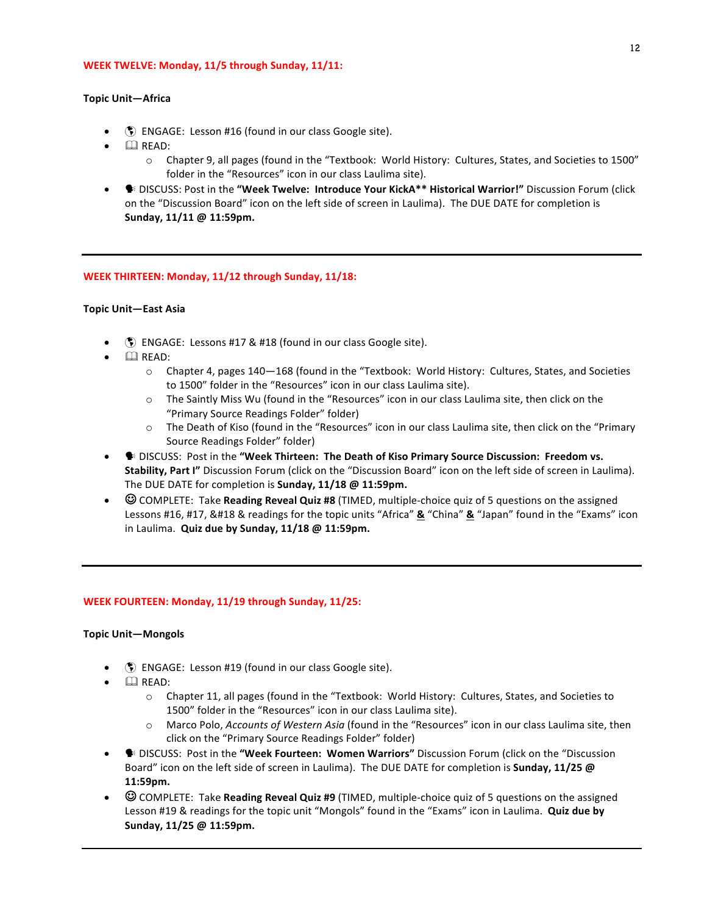## WEEK TWELVE: Monday, 11/5 through Sunday, 11/11:

**Topic Unit—Africa**

- 🌎 ENGAGE: Lesson #16 (found in our class Google site).
- 🕮 READ:
  - Chapter 9, all pages (found in the "Textbook: World History: Cultures, States, and Societies to 1500" folder in the "Resources" icon in our class Laulima site).
- 🗣 DISCUSS: Post in the **"Week Twelve: Introduce Your KickA** Historical Warrior!"** Discussion Forum (click on the "Discussion Board" icon on the left side of screen in Laulima). The DUE DATE for completion is **Sunday, 11/11 @ 11:59pm.**

---

## WEEK THIRTEEN: Monday, 11/12 through Sunday, 11/18:

**Topic Unit—East Asia**

- 🌎 ENGAGE: Lessons #17 & #18 (found in our class Google site).
- 🕮 READ:
  - Chapter 4, pages 140—168 (found in the "Textbook: World History: Cultures, States, and Societies to 1500" folder in the "Resources" icon in our class Laulima site).
  - The Saintly Miss Wu (found in the "Resources" icon in our class Laulima site, then click on the "Primary Source Readings Folder" folder)
  - The Death of Kiso (found in the "Resources" icon in our class Laulima site, then click on the "Primary Source Readings Folder" folder)
- 🗣 DISCUSS: Post in the **"Week Thirteen: The Death of Kiso Primary Source Discussion: Freedom vs. Stability, Part I"** Discussion Forum (click on the "Discussion Board" icon on the left side of screen in Laulima). The DUE DATE for completion is **Sunday, 11/18 @ 11:59pm.**
- ☺ COMPLETE: Take **Reading Reveal Quiz #8** (TIMED, multiple-choice quiz of 5 questions on the assigned Lessons #16, #17, &#18 & readings for the topic units "Africa" **&** "China" **&** "Japan" found in the "Exams" icon in Laulima. **Quiz due by Sunday, 11/18 @ 11:59pm.**

---

## WEEK FOURTEEN: Monday, 11/19 through Sunday, 11/25:

**Topic Unit—Mongols**

- 🌎 ENGAGE: Lesson #19 (found in our class Google site).
- 🕮 READ:
  - Chapter 11, all pages (found in the "Textbook: World History: Cultures, States, and Societies to 1500" folder in the "Resources" icon in our class Laulima site).
  - Marco Polo, *Accounts of Western Asia* (found in the "Resources" icon in our class Laulima site, then click on the "Primary Source Readings Folder" folder)
- 🗣 DISCUSS: Post in the **"Week Fourteen: Women Warriors"** Discussion Forum (click on the "Discussion Board" icon on the left side of screen in Laulima). The DUE DATE for completion is **Sunday, 11/25 @ 11:59pm.**
- ☺ COMPLETE: Take **Reading Reveal Quiz #9** (TIMED, multiple-choice quiz of 5 questions on the assigned Lesson #19 & readings for the topic unit "Mongols" found in the "Exams" icon in Laulima. **Quiz due by Sunday, 11/25 @ 11:59pm.**

---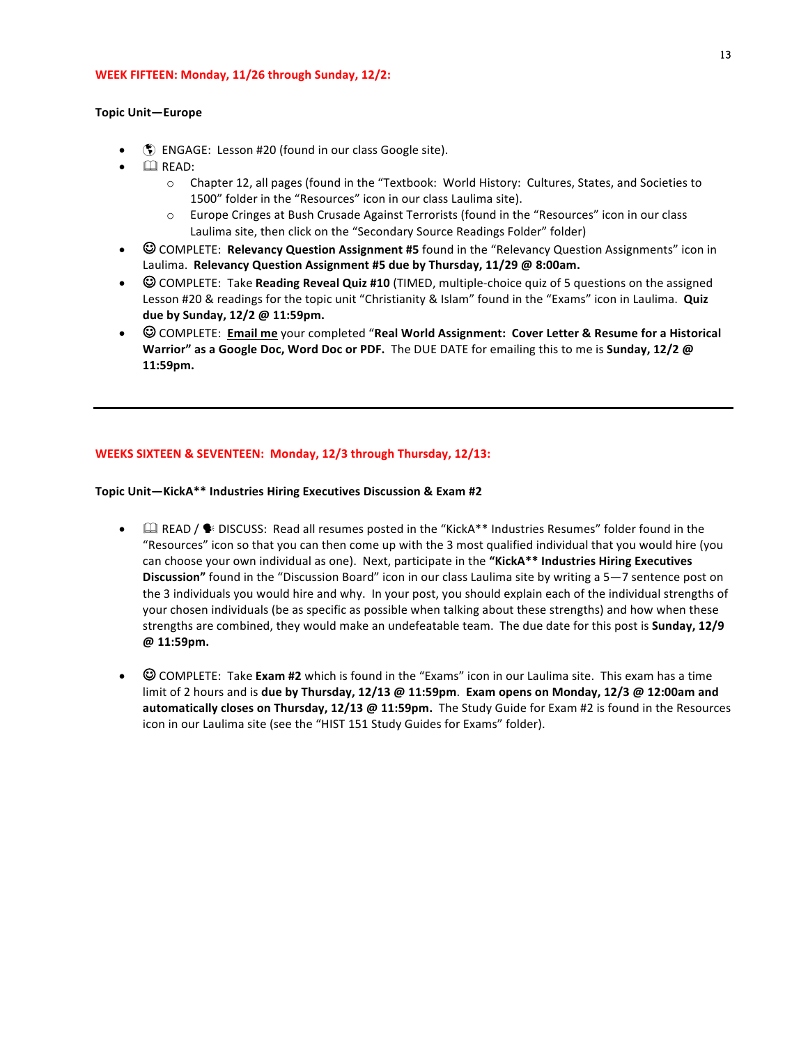**WEEK FIFTEEN: Monday, 11/26 through Sunday, 12/2:**

**Topic Unit—Europe**

- ENGAGE: Lesson #20 (found in our class Google site).
- READ:
  - Chapter 12, all pages (found in the "Textbook: World History: Cultures, States, and Societies to 1500" folder in the "Resources" icon in our class Laulima site).
  - Europe Cringes at Bush Crusade Against Terrorists (found in the "Resources" icon in our class Laulima site, then click on the "Secondary Source Readings Folder" folder)
- ☺ COMPLETE: **Relevancy Question Assignment #5** found in the "Relevancy Question Assignments" icon in Laulima. **Relevancy Question Assignment #5 due by Thursday, 11/29 @ 8:00am.**
- ☺ COMPLETE: Take **Reading Reveal Quiz #10** (TIMED, multiple-choice quiz of 5 questions on the assigned Lesson #20 & readings for the topic unit "Christianity & Islam" found in the "Exams" icon in Laulima. **Quiz due by Sunday, 12/2 @ 11:59pm.**
- ☺ COMPLETE: **Email me** your completed "**Real World Assignment: Cover Letter & Resume for a Historical Warrior" as a Google Doc, Word Doc or PDF.** The DUE DATE for emailing this to me is **Sunday, 12/2 @ 11:59pm.**

---

**WEEKS SIXTEEN & SEVENTEEN: Monday, 12/3 through Thursday, 12/13:**

**Topic Unit—KickA** Industries Hiring Executives Discussion & Exam #2**

- READ / DISCUSS: Read all resumes posted in the "KickA** Industries Resumes" folder found in the "Resources" icon so that you can then come up with the 3 most qualified individual that you would hire (you can choose your own individual as one). Next, participate in the **"KickA** Industries Hiring Executives Discussion"** found in the "Discussion Board" icon in our class Laulima site by writing a 5—7 sentence post on the 3 individuals you would hire and why. In your post, you should explain each of the individual strengths of your chosen individuals (be as specific as possible when talking about these strengths) and how when these strengths are combined, they would make an undefeatable team. The due date for this post is **Sunday, 12/9 @ 11:59pm.**

- ☺ COMPLETE: Take **Exam #2** which is found in the "Exams" icon in our Laulima site. This exam has a time limit of 2 hours and is **due by Thursday, 12/13 @ 11:59pm**. **Exam opens on Monday, 12/3 @ 12:00am and automatically closes on Thursday, 12/13 @ 11:59pm.** The Study Guide for Exam #2 is found in the Resources icon in our Laulima site (see the "HIST 151 Study Guides for Exams" folder).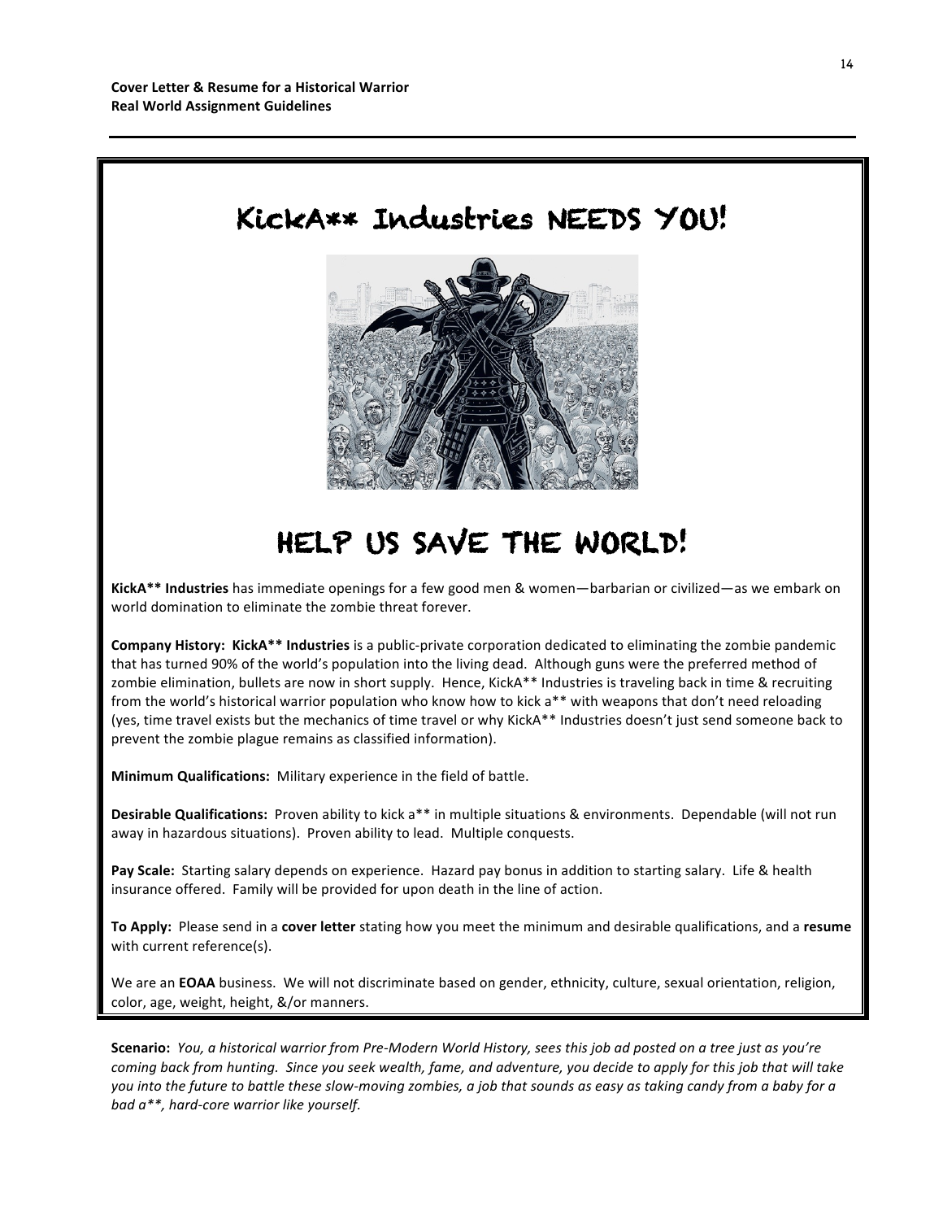# KickA** Industries NEEDS YOU!

# HELP US SAVE THE WORLD!

**KickA** Industries** has immediate openings for a few good men & women—barbarian or civilized—as we embark on world domination to eliminate the zombie threat forever.

**Company History: KickA** Industries** is a public-private corporation dedicated to eliminating the zombie pandemic that has turned 90% of the world's population into the living dead. Although guns were the preferred method of zombie elimination, bullets are now in short supply. Hence, KickA** Industries is traveling back in time & recruiting from the world's historical warrior population who know how to kick a** with weapons that don't need reloading (yes, time travel exists but the mechanics of time travel or why KickA** Industries doesn't just send someone back to prevent the zombie plague remains as classified information).

**Minimum Qualifications:** Military experience in the field of battle.

**Desirable Qualifications:** Proven ability to kick a** in multiple situations & environments. Dependable (will not run away in hazardous situations). Proven ability to lead. Multiple conquests.

**Pay Scale:** Starting salary depends on experience. Hazard pay bonus in addition to starting salary. Life & health insurance offered. Family will be provided for upon death in the line of action.

**To Apply:** Please send in a **cover letter** stating how you meet the minimum and desirable qualifications, and a **resume** with current reference(s).

We are an **EOAA** business. We will not discriminate based on gender, ethnicity, culture, sexual orientation, religion, color, age, weight, height, &/or manners.

**Scenario:** *You, a historical warrior from Pre-Modern World History, sees this job ad posted on a tree just as you're coming back from hunting. Since you seek wealth, fame, and adventure, you decide to apply for this job that will take you into the future to battle these slow-moving zombies, a job that sounds as easy as taking candy from a baby for a bad a**, hard-core warrior like yourself.*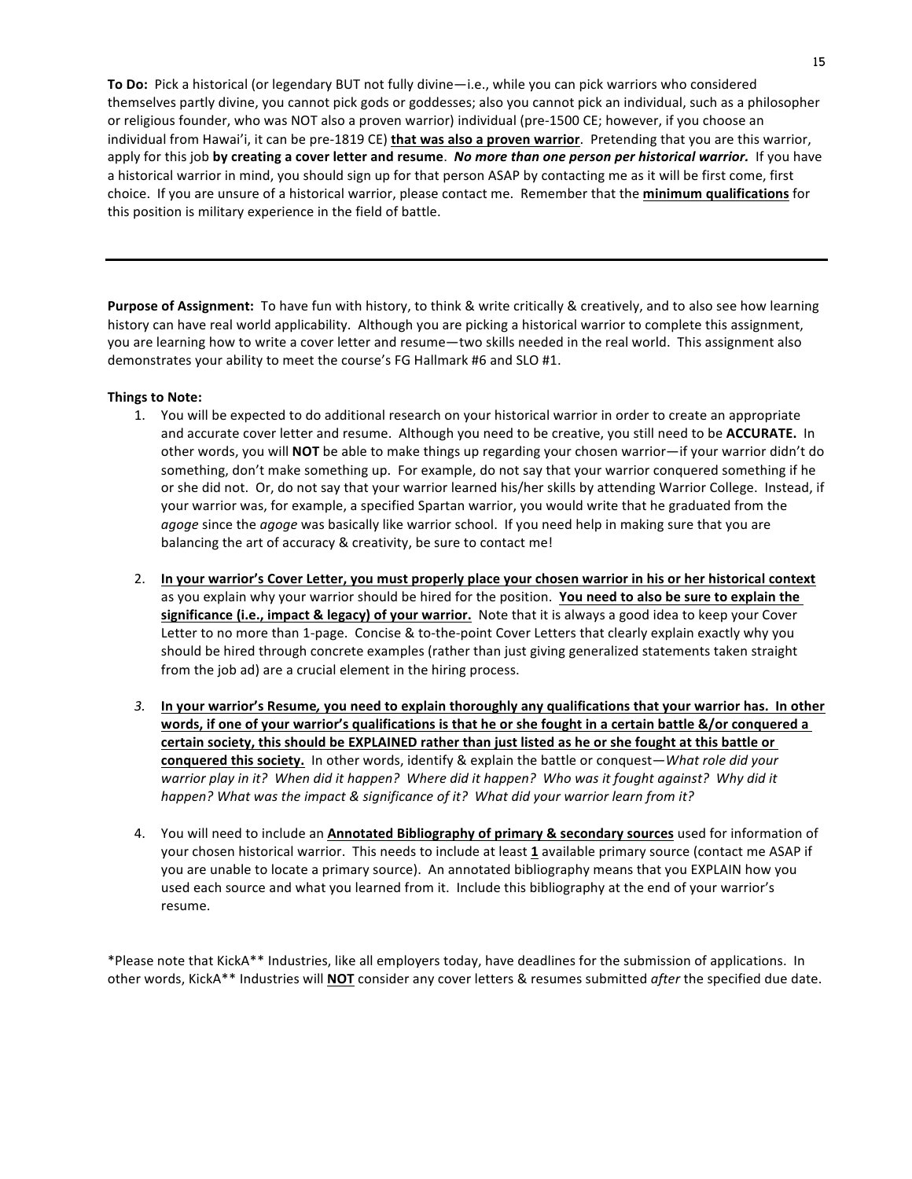**To Do:** Pick a historical (or legendary BUT not fully divine—i.e., while you can pick warriors who considered themselves partly divine, you cannot pick gods or goddesses; also you cannot pick an individual, such as a philosopher or religious founder, who was NOT also a proven warrior) individual (pre-1500 CE; however, if you choose an individual from Hawai'i, it can be pre-1819 CE) **<u>that was also a proven warrior</u>**. Pretending that you are this warrior, apply for this job **by creating a cover letter and resume**. ***No more than one person per historical warrior.*** If you have a historical warrior in mind, you should sign up for that person ASAP by contacting me as it will be first come, first choice. If you are unsure of a historical warrior, please contact me. Remember that the **<u>minimum qualifications</u>** for this position is military experience in the field of battle.

---

**Purpose of Assignment:** To have fun with history, to think & write critically & creatively, and to also see how learning history can have real world applicability. Although you are picking a historical warrior to complete this assignment, you are learning how to write a cover letter and resume—two skills needed in the real world. This assignment also demonstrates your ability to meet the course's FG Hallmark #6 and SLO #1.

**Things to Note:**

1. You will be expected to do additional research on your historical warrior in order to create an appropriate and accurate cover letter and resume. Although you need to be creative, you still need to be **ACCURATE.** In other words, you will **NOT** be able to make things up regarding your chosen warrior—if your warrior didn't do something, don't make something up. For example, do not say that your warrior conquered something if he or she did not. Or, do not say that your warrior learned his/her skills by attending Warrior College. Instead, if your warrior was, for example, a specified Spartan warrior, you would write that he graduated from the *agoge* since the *agoge* was basically like warrior school. If you need help in making sure that you are balancing the art of accuracy & creativity, be sure to contact me!

2. **<u>In your warrior's Cover Letter, you must properly place your chosen warrior in his or her historical context</u>** as you explain why your warrior should be hired for the position. **<u>You need to also be sure to explain the significance (i.e., impact & legacy) of your warrior.</u>** Note that it is always a good idea to keep your Cover Letter to no more than 1-page. Concise & to-the-point Cover Letters that clearly explain exactly why you should be hired through concrete examples (rather than just giving generalized statements taken straight from the job ad) are a crucial element in the hiring process.

3. **<u>In your warrior's Resume, you need to explain thoroughly any qualifications that your warrior has. In other words, if one of your warrior's qualifications is that he or she fought in a certain battle &/or conquered a certain society, this should be EXPLAINED rather than just listed as he or she fought at this battle or conquered this society.</u>** In other words, identify & explain the battle or conquest—*What role did your warrior play in it? When did it happen? Where did it happen? Who was it fought against? Why did it happen? What was the impact & significance of it? What did your warrior learn from it?*

4. You will need to include an **<u>Annotated Bibliography of primary & secondary sources</u>** used for information of your chosen historical warrior. This needs to include at least **<u>1</u>** available primary source (contact me ASAP if you are unable to locate a primary source). An annotated bibliography means that you EXPLAIN how you used each source and what you learned from it. Include this bibliography at the end of your warrior's resume.

*Please note that KickA** Industries, like all employers today, have deadlines for the submission of applications. In other words, KickA** Industries will **<u>NOT</u>** consider any cover letters & resumes submitted *after* the specified due date.